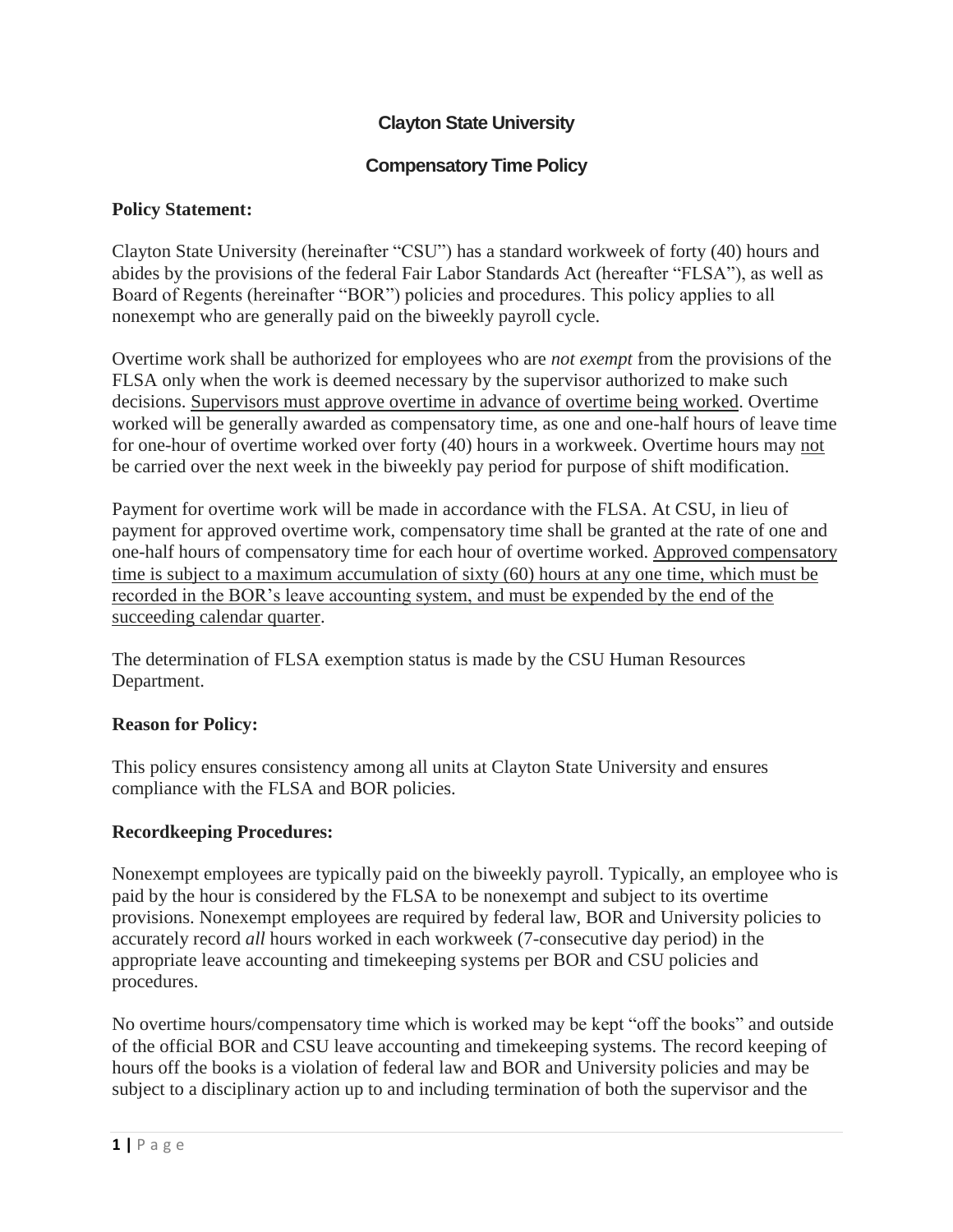# Clayton State University

## Compensatory Time Policy

**Policy Statement:**

Clayton State University (hereinafter "CSU") has a standard workweek of forty (40) hours and abides by the provisions of the federal Fair Labor Standards Act (hereafter "FLSA"), as well as Board of Regents (hereinafter "BOR") policies and procedures. This policy applies to all nonexempt who are generally paid on the biweekly payroll cycle.

Overtime work shall be authorized for employees who are *not exempt* from the provisions of the FLSA only when the work is deemed necessary by the supervisor authorized to make such decisions. <u>Supervisors must approve overtime in advance of overtime being worked</u>. Overtime worked will be generally awarded as compensatory time, as one and one-half hours of leave time for one-hour of overtime worked over forty (40) hours in a workweek. Overtime hours may <u>not</u> be carried over the next week in the biweekly pay period for purpose of shift modification.

Payment for overtime work will be made in accordance with the FLSA. At CSU, in lieu of payment for approved overtime work, compensatory time shall be granted at the rate of one and one-half hours of compensatory time for each hour of overtime worked. <u>Approved compensatory time is subject to a maximum accumulation of sixty (60) hours at any one time, which must be recorded in the BOR's leave accounting system, and must be expended by the end of the succeeding calendar quarter</u>.

The determination of FLSA exemption status is made by the CSU Human Resources Department.

**Reason for Policy:**

This policy ensures consistency among all units at Clayton State University and ensures compliance with the FLSA and BOR policies.

**Recordkeeping Procedures:**

Nonexempt employees are typically paid on the biweekly payroll. Typically, an employee who is paid by the hour is considered by the FLSA to be nonexempt and subject to its overtime provisions. Nonexempt employees are required by federal law, BOR and University policies to accurately record *all* hours worked in each workweek (7-consecutive day period) in the appropriate leave accounting and timekeeping systems per BOR and CSU policies and procedures.

No overtime hours/compensatory time which is worked may be kept "off the books" and outside of the official BOR and CSU leave accounting and timekeeping systems. The record keeping of hours off the books is a violation of federal law and BOR and University policies and may be subject to a disciplinary action up to and including termination of both the supervisor and the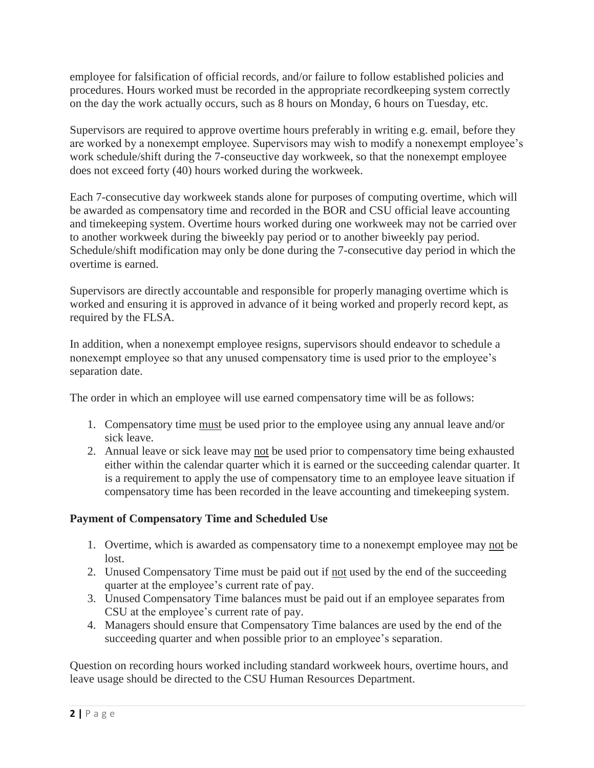employee for falsification of official records, and/or failure to follow established policies and procedures. Hours worked must be recorded in the appropriate recordkeeping system correctly on the day the work actually occurs, such as 8 hours on Monday, 6 hours on Tuesday, etc.

Supervisors are required to approve overtime hours preferably in writing e.g. email, before they are worked by a nonexempt employee. Supervisors may wish to modify a nonexempt employee's work schedule/shift during the 7-conseuctive day workweek, so that the nonexempt employee does not exceed forty (40) hours worked during the workweek.

Each 7-consecutive day workweek stands alone for purposes of computing overtime, which will be awarded as compensatory time and recorded in the BOR and CSU official leave accounting and timekeeping system. Overtime hours worked during one workweek may not be carried over to another workweek during the biweekly pay period or to another biweekly pay period. Schedule/shift modification may only be done during the 7-consecutive day period in which the overtime is earned.

Supervisors are directly accountable and responsible for properly managing overtime which is worked and ensuring it is approved in advance of it being worked and properly record kept, as required by the FLSA.

In addition, when a nonexempt employee resigns, supervisors should endeavor to schedule a nonexempt employee so that any unused compensatory time is used prior to the employee's separation date.

The order in which an employee will use earned compensatory time will be as follows:

1. Compensatory time <u>must</u> be used prior to the employee using any annual leave and/or sick leave.
2. Annual leave or sick leave may <u>not</u> be used prior to compensatory time being exhausted either within the calendar quarter which it is earned or the succeeding calendar quarter. It is a requirement to apply the use of compensatory time to an employee leave situation if compensatory time has been recorded in the leave accounting and timekeeping system.

**Payment of Compensatory Time and Scheduled Use**

1. Overtime, which is awarded as compensatory time to a nonexempt employee may <u>not</u> be lost.
2. Unused Compensatory Time must be paid out if <u>not</u> used by the end of the succeeding quarter at the employee's current rate of pay.
3. Unused Compensatory Time balances must be paid out if an employee separates from CSU at the employee's current rate of pay.
4. Managers should ensure that Compensatory Time balances are used by the end of the succeeding quarter and when possible prior to an employee's separation.

Question on recording hours worked including standard workweek hours, overtime hours, and leave usage should be directed to the CSU Human Resources Department.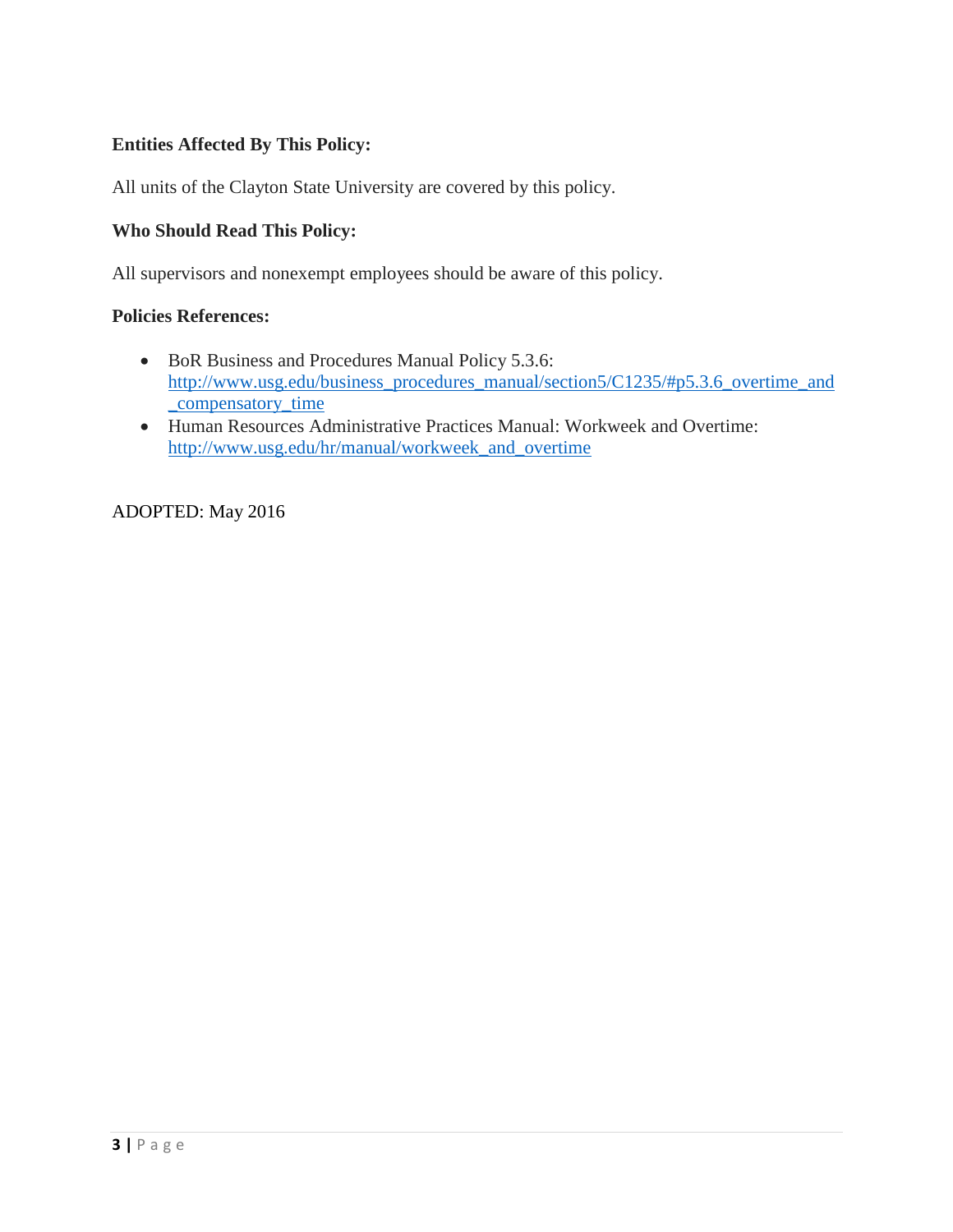**Entities Affected By This Policy:**

All units of the Clayton State University are covered by this policy.

**Who Should Read This Policy:**

All supervisors and nonexempt employees should be aware of this policy.

**Policies References:**

- BoR Business and Procedures Manual Policy 5.3.6: http://www.usg.edu/business_procedures_manual/section5/C1235/#p5.3.6_overtime_and_compensatory_time
- Human Resources Administrative Practices Manual: Workweek and Overtime: http://www.usg.edu/hr/manual/workweek_and_overtime

ADOPTED: May 2016